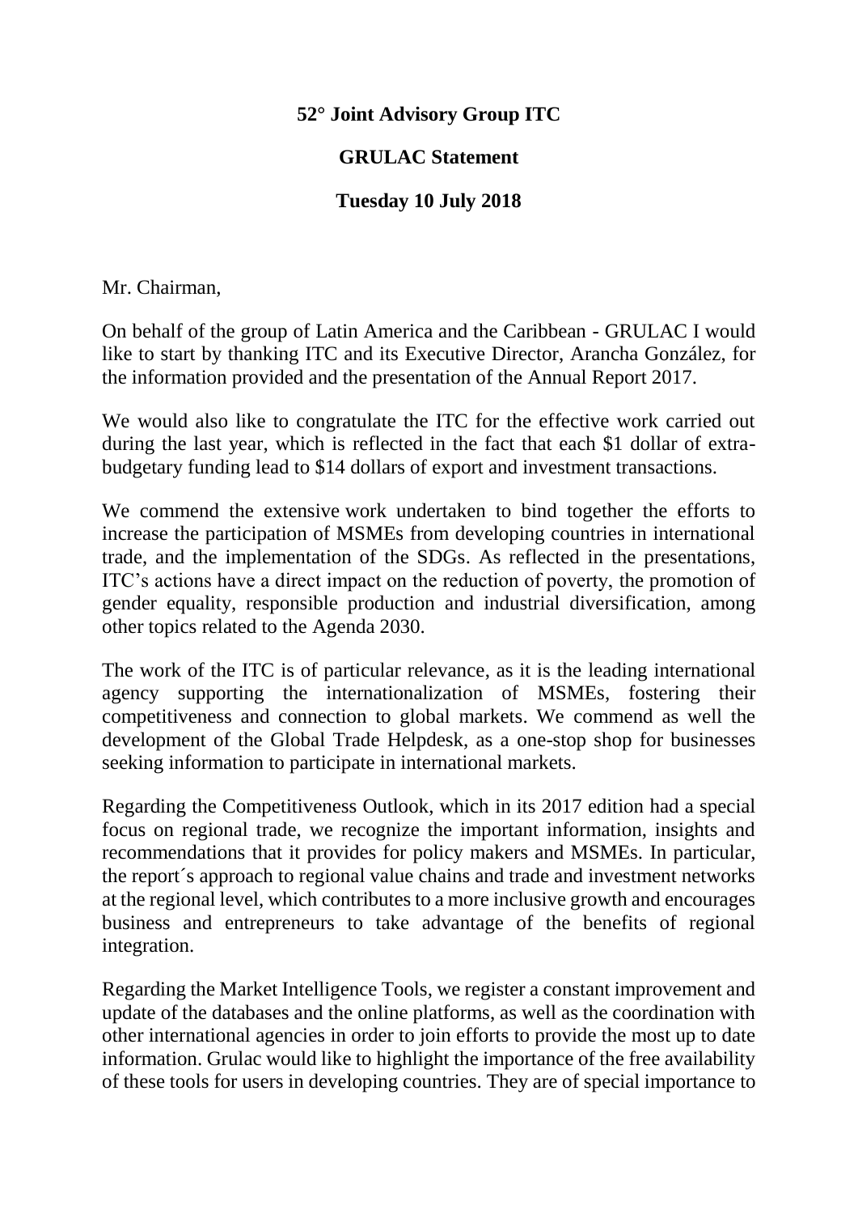**52° Joint Advisory Group ITC**

**GRULAC Statement**

**Tuesday 10 July 2018**

Mr. Chairman,

On behalf of the group of Latin America and the Caribbean - GRULAC I would like to start by thanking ITC and its Executive Director, Arancha González, for the information provided and the presentation of the Annual Report 2017.

We would also like to congratulate the ITC for the effective work carried out during the last year, which is reflected in the fact that each $1 dollar of extra-budgetary funding lead to $14 dollars of export and investment transactions.

We commend the extensive work undertaken to bind together the efforts to increase the participation of MSMEs from developing countries in international trade, and the implementation of the SDGs. As reflected in the presentations, ITC's actions have a direct impact on the reduction of poverty, the promotion of gender equality, responsible production and industrial diversification, among other topics related to the Agenda 2030.

The work of the ITC is of particular relevance, as it is the leading international agency supporting the internationalization of MSMEs, fostering their competitiveness and connection to global markets. We commend as well the development of the Global Trade Helpdesk, as a one-stop shop for businesses seeking information to participate in international markets.

Regarding the Competitiveness Outlook, which in its 2017 edition had a special focus on regional trade, we recognize the important information, insights and recommendations that it provides for policy makers and MSMEs. In particular, the report´s approach to regional value chains and trade and investment networks at the regional level, which contributes to a more inclusive growth and encourages business and entrepreneurs to take advantage of the benefits of regional integration.

Regarding the Market Intelligence Tools, we register a constant improvement and update of the databases and the online platforms, as well as the coordination with other international agencies in order to join efforts to provide the most up to date information. Grulac would like to highlight the importance of the free availability of these tools for users in developing countries. They are of special importance to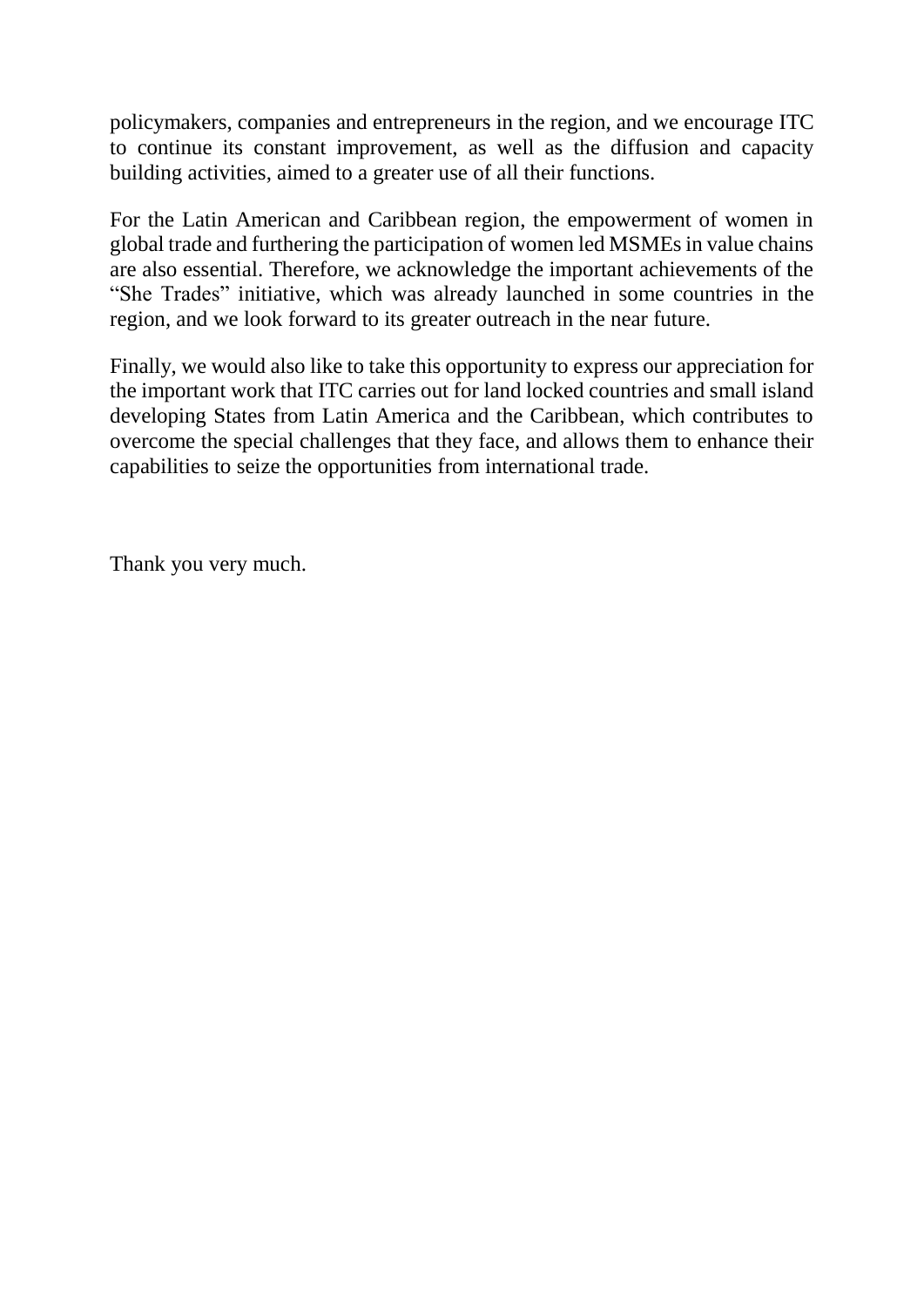policymakers, companies and entrepreneurs in the region, and we encourage ITC to continue its constant improvement, as well as the diffusion and capacity building activities, aimed to a greater use of all their functions.

For the Latin American and Caribbean region, the empowerment of women in global trade and furthering the participation of women led MSMEs in value chains are also essential. Therefore, we acknowledge the important achievements of the "She Trades" initiative, which was already launched in some countries in the region, and we look forward to its greater outreach in the near future.

Finally, we would also like to take this opportunity to express our appreciation for the important work that ITC carries out for land locked countries and small island developing States from Latin America and the Caribbean, which contributes to overcome the special challenges that they face, and allows them to enhance their capabilities to seize the opportunities from international trade.

Thank you very much.